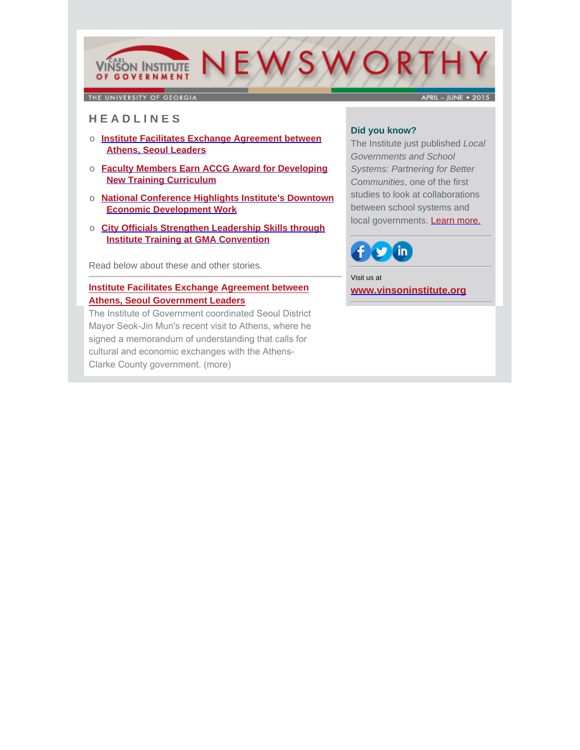# NEWSWORTHY

Carl Vinson Institute of Government

THE UNIVERSITY OF GEORGIA

APRIL – JUNE • 2015

## HEADLINES

- Institute Facilitates Exchange Agreement between Athens, Seoul Leaders
- Faculty Members Earn ACCG Award for Developing New Training Curriculum
- National Conference Highlights Institute's Downtown Economic Development Work
- City Officials Strengthen Leadership Skills through Institute Training at GMA Convention

Read below about these and other stories.

**Did you know?**

The Institute just published *Local Governments and School Systems: Partnering for Better Communities*, one of the first studies to look at collaborations between school systems and local governments. Learn more.

Visit us at

**www.vinsoninstitute.org**

### Institute Facilitates Exchange Agreement between Athens, Seoul Government Leaders

The Institute of Government coordinated Seoul District Mayor Seok-Jin Mun's recent visit to Athens, where he signed a memorandum of understanding that calls for cultural and economic exchanges with the Athens-Clarke County government. (more)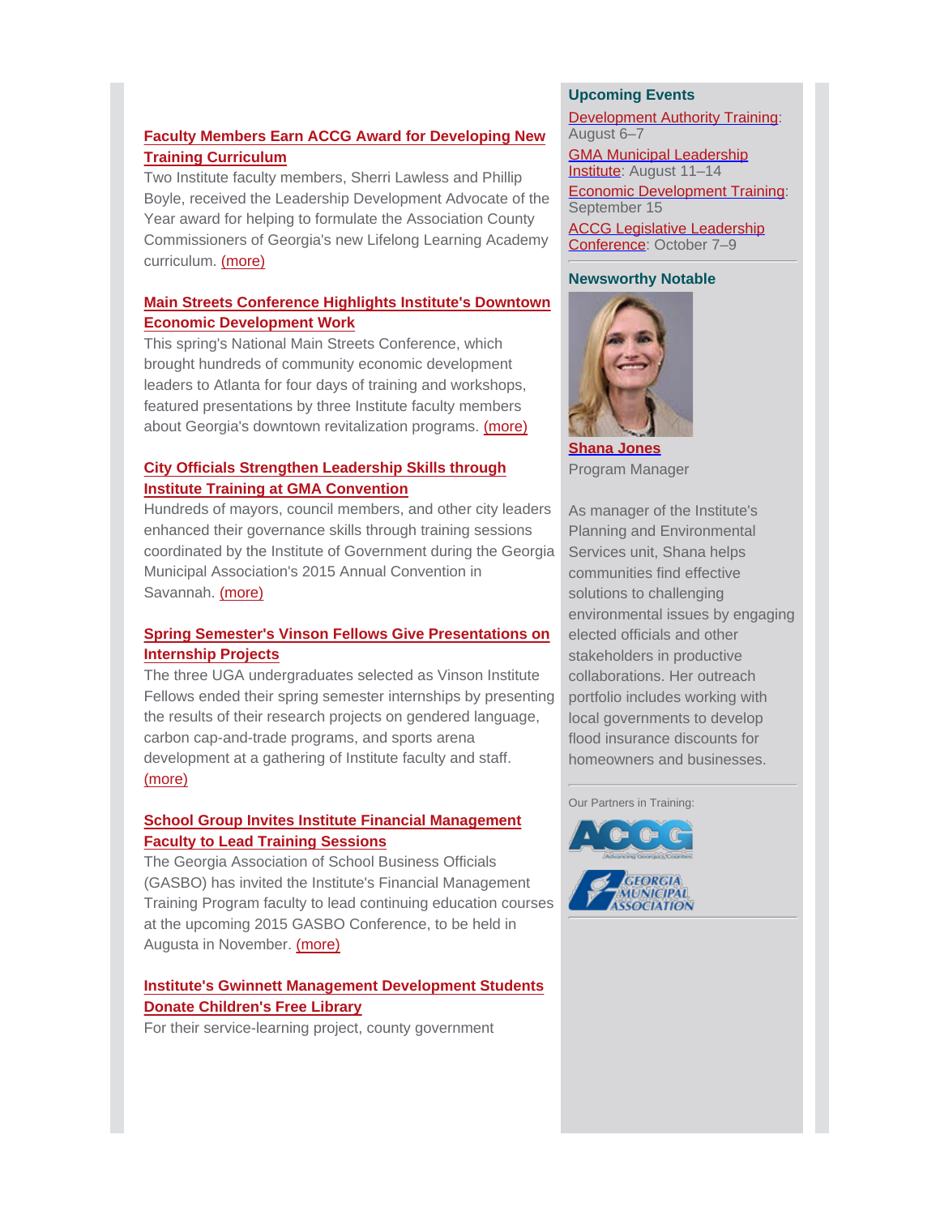**Faculty Members Earn ACCG Award for Developing New Training Curriculum**

Two Institute faculty members, Sherri Lawless and Phillip Boyle, received the Leadership Development Advocate of the Year award for helping to formulate the Association County Commissioners of Georgia's new Lifelong Learning Academy curriculum. (more)

**Main Streets Conference Highlights Institute's Downtown Economic Development Work**

This spring's National Main Streets Conference, which brought hundreds of community economic development leaders to Atlanta for four days of training and workshops, featured presentations by three Institute faculty members about Georgia's downtown revitalization programs. (more)

**City Officials Strengthen Leadership Skills through Institute Training at GMA Convention**

Hundreds of mayors, council members, and other city leaders enhanced their governance skills through training sessions coordinated by the Institute of Government during the Georgia Municipal Association's 2015 Annual Convention in Savannah. (more)

**Spring Semester's Vinson Fellows Give Presentations on Internship Projects**

The three UGA undergraduates selected as Vinson Institute Fellows ended their spring semester internships by presenting the results of their research projects on gendered language, carbon cap-and-trade programs, and sports arena development at a gathering of Institute faculty and staff. (more)

**School Group Invites Institute Financial Management Faculty to Lead Training Sessions**

The Georgia Association of School Business Officials (GASBO) has invited the Institute's Financial Management Training Program faculty to lead continuing education courses at the upcoming 2015 GASBO Conference, to be held in Augusta in November. (more)

**Institute's Gwinnett Management Development Students Donate Children's Free Library**

For their service-learning project, county government

### Upcoming Events

Development Authority Training: August 6–7

GMA Municipal Leadership Institute: August 11–14

Economic Development Training: September 15

ACCG Legislative Leadership Conference: October 7–9

### Newsworthy Notable

**Shana Jones**
Program Manager

As manager of the Institute's Planning and Environmental Services unit, Shana helps communities find effective solutions to challenging environmental issues by engaging elected officials and other stakeholders in productive collaborations. Her outreach portfolio includes working with local governments to develop flood insurance discounts for homeowners and businesses.

Our Partners in Training: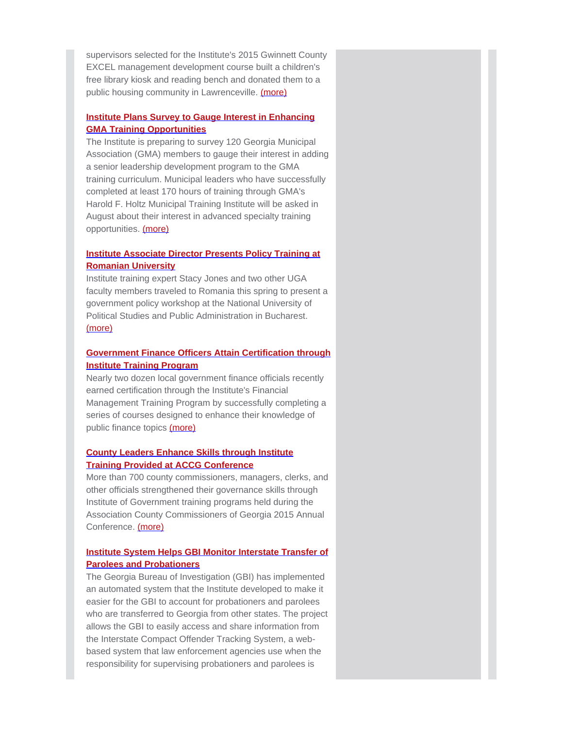supervisors selected for the Institute's 2015 Gwinnett County EXCEL management development course built a children's free library kiosk and reading bench and donated them to a public housing community in Lawrenceville. (more)

**Institute Plans Survey to Gauge Interest in Enhancing GMA Training Opportunities**

The Institute is preparing to survey 120 Georgia Municipal Association (GMA) members to gauge their interest in adding a senior leadership development program to the GMA training curriculum. Municipal leaders who have successfully completed at least 170 hours of training through GMA's Harold F. Holtz Municipal Training Institute will be asked in August about their interest in advanced specialty training opportunities. (more)

**Institute Associate Director Presents Policy Training at Romanian University**

Institute training expert Stacy Jones and two other UGA faculty members traveled to Romania this spring to present a government policy workshop at the National University of Political Studies and Public Administration in Bucharest. (more)

**Government Finance Officers Attain Certification through Institute Training Program**

Nearly two dozen local government finance officials recently earned certification through the Institute's Financial Management Training Program by successfully completing a series of courses designed to enhance their knowledge of public finance topics (more)

**County Leaders Enhance Skills through Institute Training Provided at ACCG Conference**

More than 700 county commissioners, managers, clerks, and other officials strengthened their governance skills through Institute of Government training programs held during the Association County Commissioners of Georgia 2015 Annual Conference. (more)

**Institute System Helps GBI Monitor Interstate Transfer of Parolees and Probationers**

The Georgia Bureau of Investigation (GBI) has implemented an automated system that the Institute developed to make it easier for the GBI to account for probationers and parolees who are transferred to Georgia from other states. The project allows the GBI to easily access and share information from the Interstate Compact Offender Tracking System, a web-based system that law enforcement agencies use when the responsibility for supervising probationers and parolees is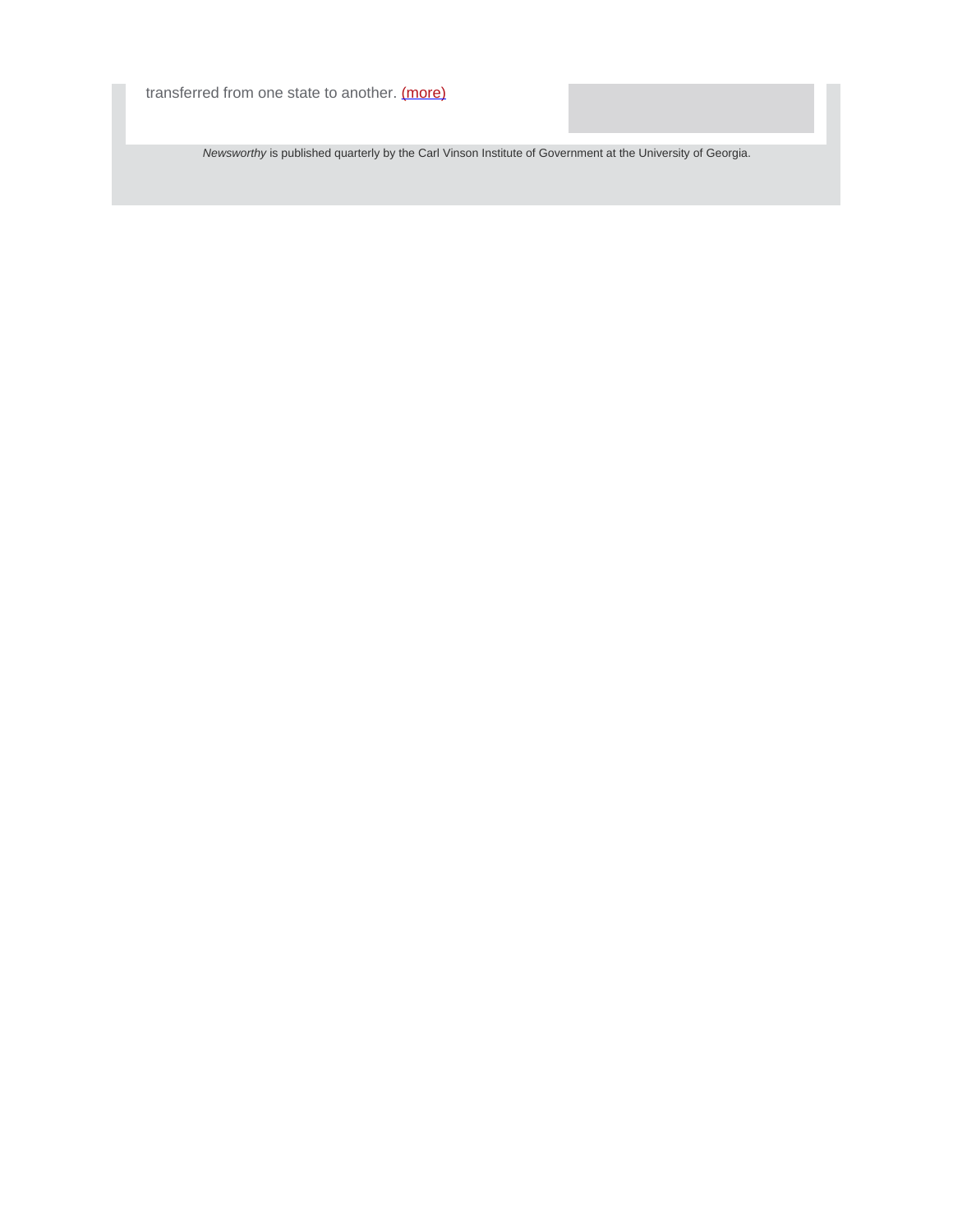transferred from one state to another. (more)

*Newsworthy* is published quarterly by the Carl Vinson Institute of Government at the University of Georgia.